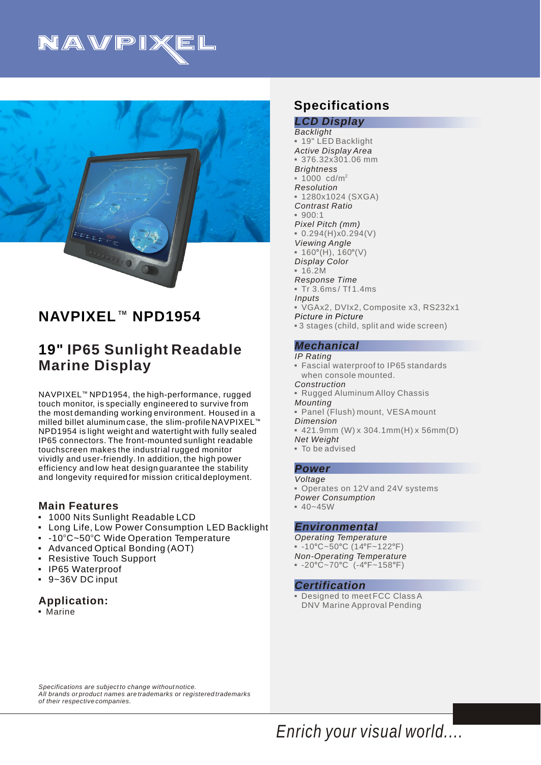NAVPIXEL

# NAVPIXEL™ NPD1954

## 19" IP65 Sunlight Readable Marine Display

NAVPIXEL™ NPD1954, the high-performance, rugged touch monitor, is specially engineered to survive from the most demanding working environment. Housed in a milled billet aluminum case, the slim-profile NAVPIXEL™ NPD1954 is light weight and watertight with fully sealed IP65 connectors. The front-mounted sunlight readable touchscreen makes the industrial rugged monitor vividly and user-friendly. In addition, the high power efficiency and low heat design guarantee the stability and longevity required for mission critical deployment.

### Main Features

- 1000 Nits Sunlight Readable LCD
- Long Life, Low Power Consumption LED Backlight
- -10°C~50°C Wide Operation Temperature
- Advanced Optical Bonding (AOT)
- Resistive Touch Support
- IP65 Waterproof
- 9~36V DC input

### Application:

- Marine

## Specifications

### LCD Display

*Backlight*
- 19" LED Backlight

*Active Display Area*
- 376.32x301.06 mm

*Brightness*
- 1000 cd/m²

*Resolution*
- 1280x1024 (SXGA)

*Contrast Ratio*
- 900:1

*Pixel Pitch (mm)*
- 0.294(H)x0.294(V)

*Viewing Angle*
- 160°(H), 160°(V)

*Display Color*
- 16.2M

*Response Time*
- Tr 3.6ms / Tf 1.4ms

*Inputs*
- VGAx2, DVIx2, Composite x3, RS232x1

*Picture in Picture*
- 3 stages (child, split and wide screen)

### Mechanical

*IP Rating*
- Fascial waterproof to IP65 standards when console mounted.

*Construction*
- Rugged Aluminum Alloy Chassis

*Mounting*
- Panel (Flush) mount, VESA mount

*Dimension*
- 421.9mm (W) x 304.1mm(H) x 56mm(D)

*Net Weight*
- To be advised

### Power

*Voltage*
- Operates on 12V and 24V systems

*Power Consumption*
- 40~45W

### Environmental

*Operating Temperature*
- -10°C~50°C (14°F~122°F)

*Non-Operating Temperature*
- -20°C~70°C (-4°F~158°F)

### Certification

- Designed to meet FCC Class A DNV Marine Approval Pending

*Specifications are subject to change without notice.*
*All brands or product names are trademarks or registered trademarks of their respective companies.*

*Enrich your visual world....*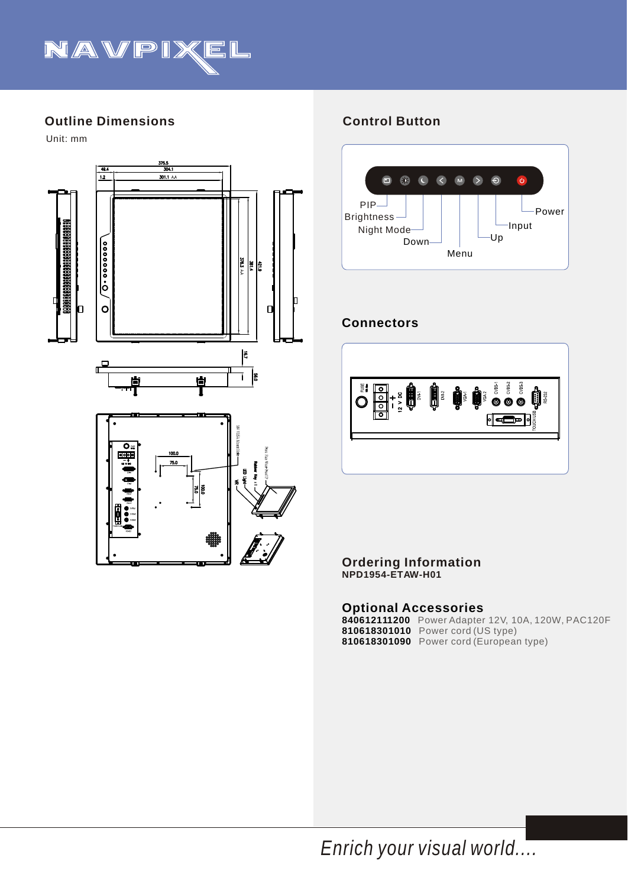## Outline Dimensions

Unit: mm

375.5
48.4
304.1
1.2
301.1 A.A
376.3 A.A
381.4
421.9
16.7
56.0
100.0
75.0
75.0
100.0

## Control Button

PIP
Brightness
Night Mode
Down
Menu
Up
Input
Power

## Connectors

FUSE
12 V DC
DVI-1
DVI-2
VGA-1
VGA-2
CVBS-1
CVBS-2
CVBS-3
RS-232
TOUCH USB

## Ordering Information

**NPD1954-ETAW-H01**

## Optional Accessories

**840612111200** Power Adapter 12V, 10A, 120W, PAC120F
**810618301010** Power cord (US type)
**810618301090** Power cord (European type)

*Enrich your visual world....*